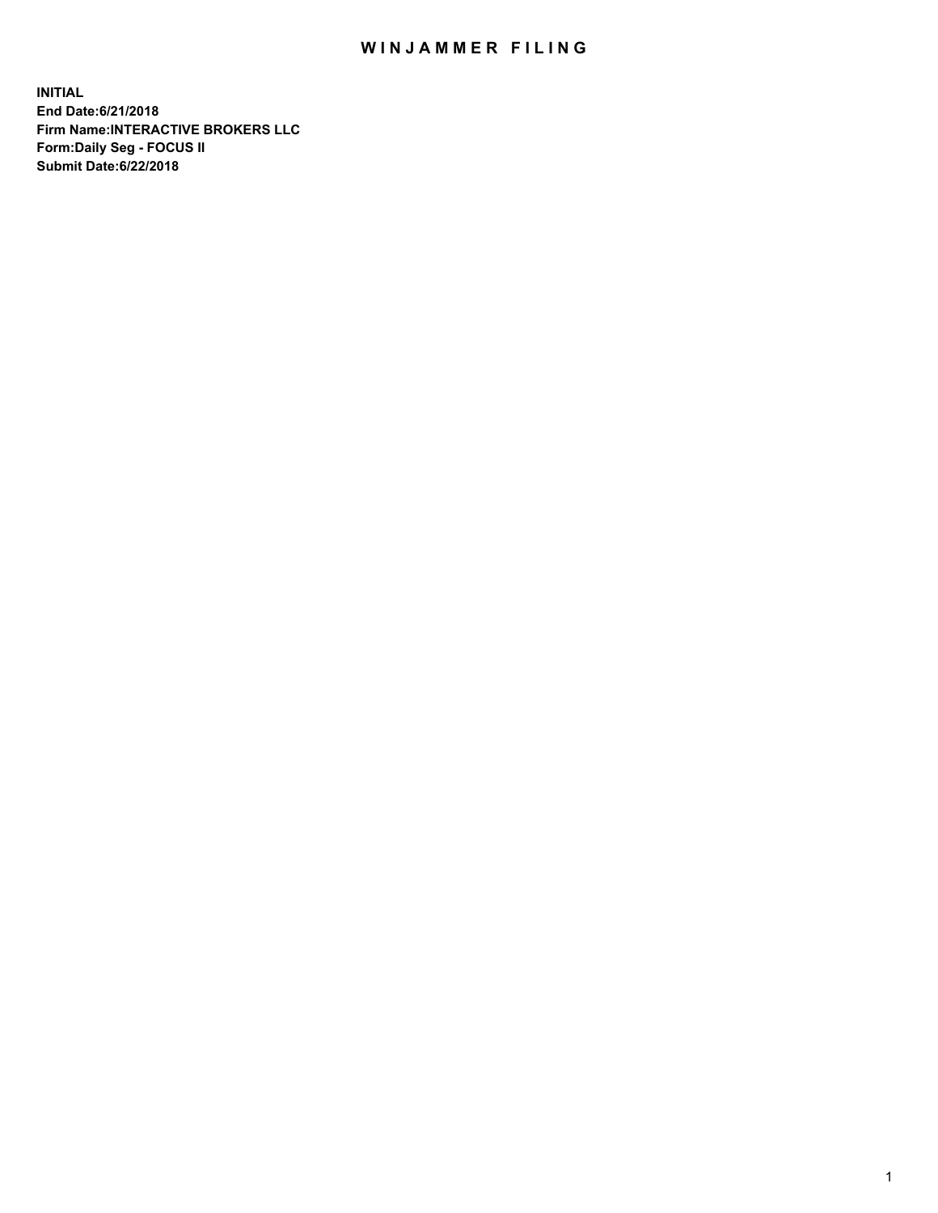# WINJAMMER FILING

**INITIAL**
**End Date:6/21/2018**
**Firm Name:INTERACTIVE BROKERS LLC**
**Form:Daily Seg - FOCUS II**
**Submit Date:6/22/2018**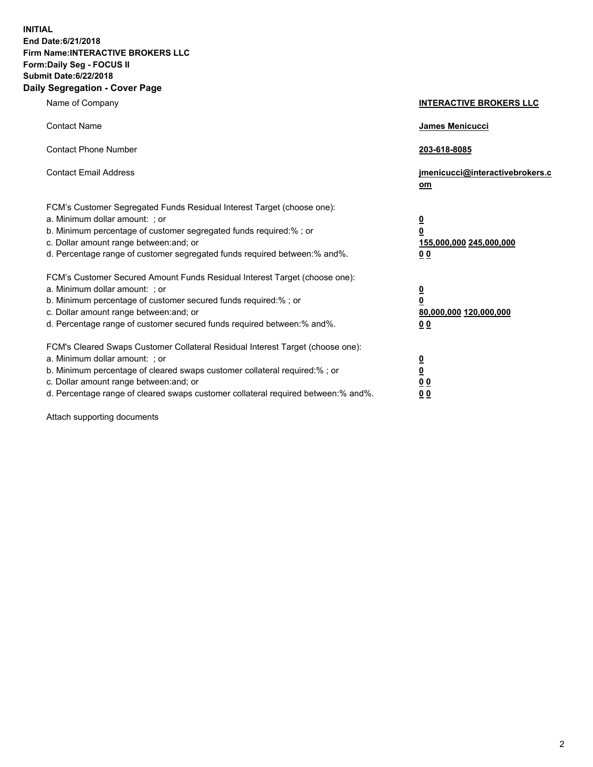**INITIAL**
**End Date:6/21/2018**
**Firm Name:INTERACTIVE BROKERS LLC**
**Form:Daily Seg - FOCUS II**
**Submit Date:6/22/2018**
**Daily Segregation - Cover Page**

| | |
|---|---|
| Name of Company | **INTERACTIVE BROKERS LLC** |
| Contact Name | **James Menicucci** |
| Contact Phone Number | **203-618-8085** |
| Contact Email Address | **jmenicucci@interactivebrokers.com** |
| FCM's Customer Segregated Funds Residual Interest Target (choose one): | |
| a. Minimum dollar amount: ; or | **0** |
| b. Minimum percentage of customer segregated funds required:% ; or | **0** |
| c. Dollar amount range between:and; or | **155,000,000 245,000,000** |
| d. Percentage range of customer segregated funds required between:% and%. | **0 0** |
| FCM's Customer Secured Amount Funds Residual Interest Target (choose one): | |
| a. Minimum dollar amount: ; or | **0** |
| b. Minimum percentage of customer secured funds required:% ; or | **0** |
| c. Dollar amount range between:and; or | **80,000,000 120,000,000** |
| d. Percentage range of customer secured funds required between:% and%. | **0 0** |
| FCM's Cleared Swaps Customer Collateral Residual Interest Target (choose one): | |
| a. Minimum dollar amount: ; or | **0** |
| b. Minimum percentage of cleared swaps customer collateral required:% ; or | **0** |
| c. Dollar amount range between:and; or | **0 0** |
| d. Percentage range of cleared swaps customer collateral required between:% and%. | **0 0** |

Attach supporting documents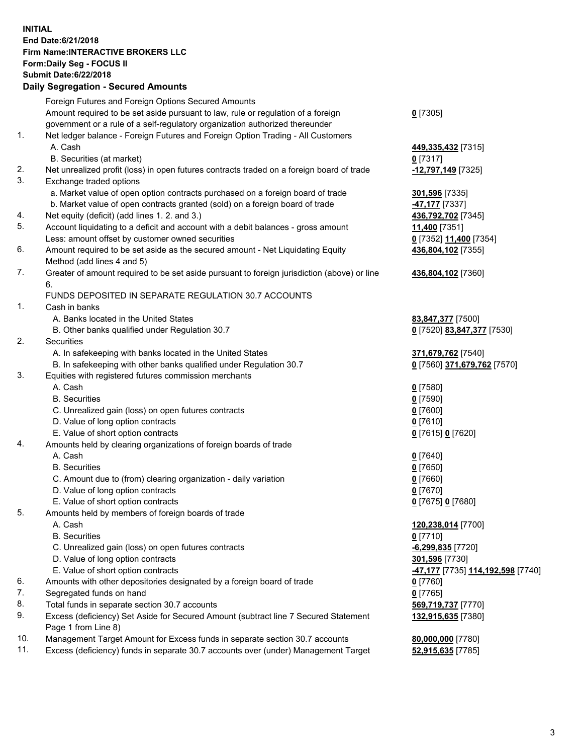**INITIAL**
**End Date:6/21/2018**
**Firm Name:INTERACTIVE BROKERS LLC**
**Form:Daily Seg - FOCUS II**
**Submit Date:6/22/2018**

**Daily Segregation - Secured Amounts**

| | | |
|---|---|---|
| | Foreign Futures and Foreign Options Secured Amounts | |
| | Amount required to be set aside pursuant to law, rule or regulation of a foreign government or a rule of a self-regulatory organization authorized thereunder | **0** [7305] |
| 1. | Net ledger balance - Foreign Futures and Foreign Option Trading - All Customers | |
| | A. Cash | **449,335,432** [7315] |
| | B. Securities (at market) | **0** [7317] |
| 2. | Net unrealized profit (loss) in open futures contracts traded on a foreign board of trade | **-12,797,149** [7325] |
| 3. | Exchange traded options | |
| | a. Market value of open option contracts purchased on a foreign board of trade | **301,596** [7335] |
| | b. Market value of open contracts granted (sold) on a foreign board of trade | **-47,177** [7337] |
| 4. | Net equity (deficit) (add lines 1. 2. and 3.) | **436,792,702** [7345] |
| 5. | Account liquidating to a deficit and account with a debit balances - gross amount | **11,400** [7351] |
| | Less: amount offset by customer owned securities | **0** [7352] **11,400** [7354] |
| 6. | Amount required to be set aside as the secured amount - Net Liquidating Equity Method (add lines 4 and 5) | **436,804,102** [7355] |
| 7. | Greater of amount required to be set aside pursuant to foreign jurisdiction (above) or line 6. | **436,804,102** [7360] |
| | FUNDS DEPOSITED IN SEPARATE REGULATION 30.7 ACCOUNTS | |
| 1. | Cash in banks | |
| | A. Banks located in the United States | **83,847,377** [7500] |
| | B. Other banks qualified under Regulation 30.7 | **0** [7520] **83,847,377** [7530] |
| 2. | Securities | |
| | A. In safekeeping with banks located in the United States | **371,679,762** [7540] |
| | B. In safekeeping with other banks qualified under Regulation 30.7 | **0** [7560] **371,679,762** [7570] |
| 3. | Equities with registered futures commission merchants | |
| | A. Cash | **0** [7580] |
| | B. Securities | **0** [7590] |
| | C. Unrealized gain (loss) on open futures contracts | **0** [7600] |
| | D. Value of long option contracts | **0** [7610] |
| | E. Value of short option contracts | **0** [7615] **0** [7620] |
| 4. | Amounts held by clearing organizations of foreign boards of trade | |
| | A. Cash | **0** [7640] |
| | B. Securities | **0** [7650] |
| | C. Amount due to (from) clearing organization - daily variation | **0** [7660] |
| | D. Value of long option contracts | **0** [7670] |
| | E. Value of short option contracts | **0** [7675] **0** [7680] |
| 5. | Amounts held by members of foreign boards of trade | |
| | A. Cash | **120,238,014** [7700] |
| | B. Securities | **0** [7710] |
| | C. Unrealized gain (loss) on open futures contracts | **-6,299,835** [7720] |
| | D. Value of long option contracts | **301,596** [7730] |
| | E. Value of short option contracts | **-47,177** [7735] **114,192,598** [7740] |
| 6. | Amounts with other depositories designated by a foreign board of trade | **0** [7760] |
| 7. | Segregated funds on hand | **0** [7765] |
| 8. | Total funds in separate section 30.7 accounts | **569,719,737** [7770] |
| 9. | Excess (deficiency) Set Aside for Secured Amount (subtract line 7 Secured Statement Page 1 from Line 8) | **132,915,635** [7380] |
| 10. | Management Target Amount for Excess funds in separate section 30.7 accounts | **80,000,000** [7780] |
| 11. | Excess (deficiency) funds in separate 30.7 accounts over (under) Management Target | **52,915,635** [7785] |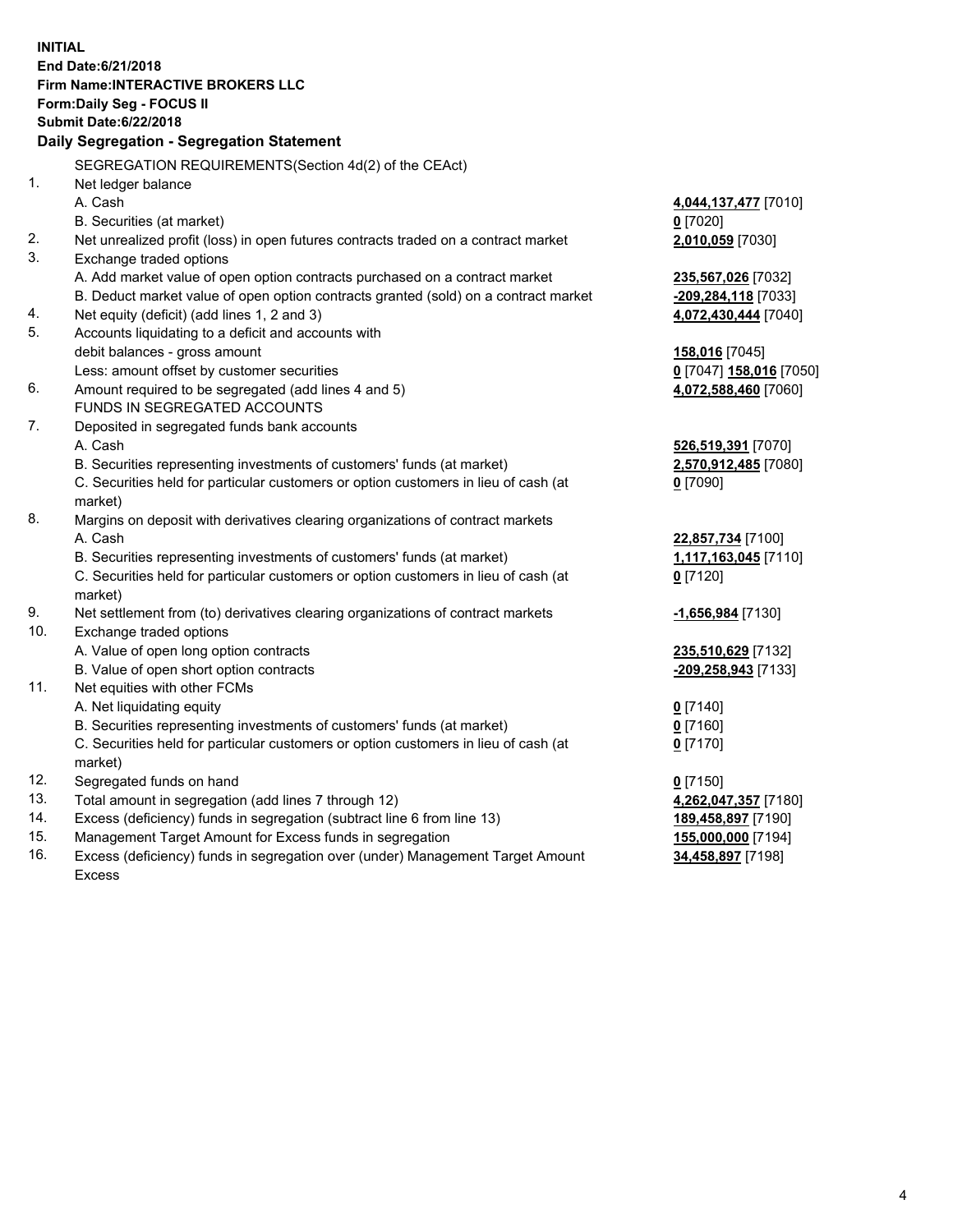**INITIAL**
**End Date:6/21/2018**
**Firm Name:INTERACTIVE BROKERS LLC**
**Form:Daily Seg - FOCUS II**
**Submit Date:6/22/2018**

**Daily Segregation - Segregation Statement**

SEGREGATION REQUIREMENTS(Section 4d(2) of the CEAct)

| | | |
|---|---|---|
| 1. | Net ledger balance | |
| | A. Cash | **4,044,137,477** [7010] |
| | B. Securities (at market) | **0** [7020] |
| 2. | Net unrealized profit (loss) in open futures contracts traded on a contract market | **2,010,059** [7030] |
| 3. | Exchange traded options | |
| | A. Add market value of open option contracts purchased on a contract market | **235,567,026** [7032] |
| | B. Deduct market value of open option contracts granted (sold) on a contract market | **-209,284,118** [7033] |
| 4. | Net equity (deficit) (add lines 1, 2 and 3) | **4,072,430,444** [7040] |
| 5. | Accounts liquidating to a deficit and accounts with debit balances - gross amount | **158,016** [7045] |
| | Less: amount offset by customer securities | **0** [7047] **158,016** [7050] |
| 6. | Amount required to be segregated (add lines 4 and 5) | **4,072,588,460** [7060] |
| | FUNDS IN SEGREGATED ACCOUNTS | |
| 7. | Deposited in segregated funds bank accounts | |
| | A. Cash | **526,519,391** [7070] |
| | B. Securities representing investments of customers' funds (at market) | **2,570,912,485** [7080] |
| | C. Securities held for particular customers or option customers in lieu of cash (at market) | **0** [7090] |
| 8. | Margins on deposit with derivatives clearing organizations of contract markets | |
| | A. Cash | **22,857,734** [7100] |
| | B. Securities representing investments of customers' funds (at market) | **1,117,163,045** [7110] |
| | C. Securities held for particular customers or option customers in lieu of cash (at market) | **0** [7120] |
| 9. | Net settlement from (to) derivatives clearing organizations of contract markets | **-1,656,984** [7130] |
| 10. | Exchange traded options | |
| | A. Value of open long option contracts | **235,510,629** [7132] |
| | B. Value of open short option contracts | **-209,258,943** [7133] |
| 11. | Net equities with other FCMs | |
| | A. Net liquidating equity | **0** [7140] |
| | B. Securities representing investments of customers' funds (at market) | **0** [7160] |
| | C. Securities held for particular customers or option customers in lieu of cash (at market) | **0** [7170] |
| 12. | Segregated funds on hand | **0** [7150] |
| 13. | Total amount in segregation (add lines 7 through 12) | **4,262,047,357** [7180] |
| 14. | Excess (deficiency) funds in segregation (subtract line 6 from line 13) | **189,458,897** [7190] |
| 15. | Management Target Amount for Excess funds in segregation | **155,000,000** [7194] |
| 16. | Excess (deficiency) funds in segregation over (under) Management Target Amount Excess | **34,458,897** [7198] |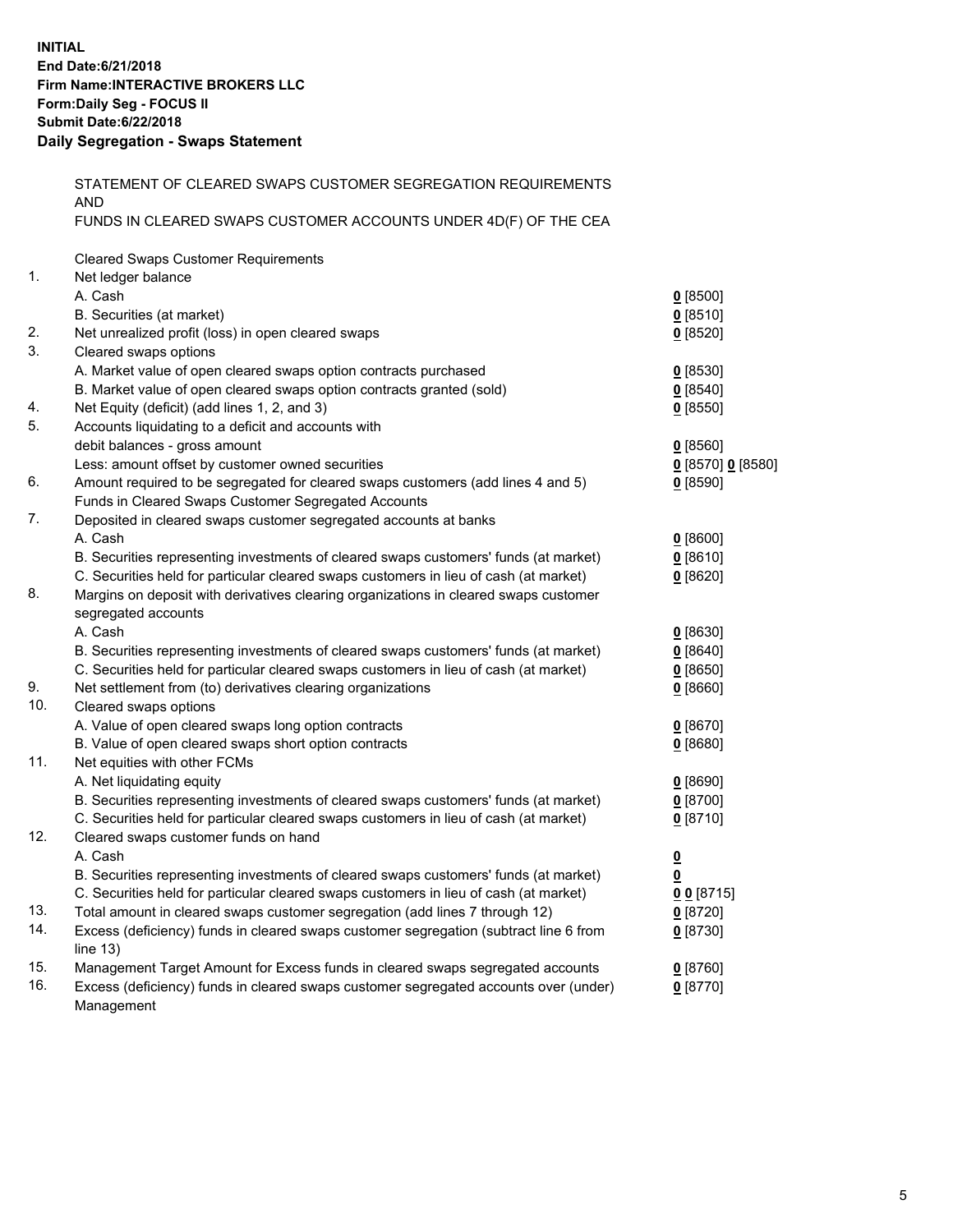**INITIAL**
**End Date:6/21/2018**
**Firm Name:INTERACTIVE BROKERS LLC**
**Form:Daily Seg - FOCUS II**
**Submit Date:6/22/2018**
**Daily Segregation - Swaps Statement**

STATEMENT OF CLEARED SWAPS CUSTOMER SEGREGATION REQUIREMENTS AND
FUNDS IN CLEARED SWAPS CUSTOMER ACCOUNTS UNDER 4D(F) OF THE CEA

| | | |
|---|---|---|
| | Cleared Swaps Customer Requirements | |
| 1. | Net ledger balance | |
| | A. Cash | 0 [8500] |
| | B. Securities (at market) | 0 [8510] |
| 2. | Net unrealized profit (loss) in open cleared swaps | 0 [8520] |
| 3. | Cleared swaps options | |
| | A. Market value of open cleared swaps option contracts purchased | 0 [8530] |
| | B. Market value of open cleared swaps option contracts granted (sold) | 0 [8540] |
| 4. | Net Equity (deficit) (add lines 1, 2, and 3) | 0 [8550] |
| 5. | Accounts liquidating to a deficit and accounts with | |
| | debit balances - gross amount | 0 [8560] |
| | Less: amount offset by customer owned securities | 0 [8570] 0 [8580] |
| 6. | Amount required to be segregated for cleared swaps customers (add lines 4 and 5) | 0 [8590] |
| | Funds in Cleared Swaps Customer Segregated Accounts | |
| 7. | Deposited in cleared swaps customer segregated accounts at banks | |
| | A. Cash | 0 [8600] |
| | B. Securities representing investments of cleared swaps customers' funds (at market) | 0 [8610] |
| | C. Securities held for particular cleared swaps customers in lieu of cash (at market) | 0 [8620] |
| 8. | Margins on deposit with derivatives clearing organizations in cleared swaps customer segregated accounts | |
| | A. Cash | 0 [8630] |
| | B. Securities representing investments of cleared swaps customers' funds (at market) | 0 [8640] |
| | C. Securities held for particular cleared swaps customers in lieu of cash (at market) | 0 [8650] |
| 9. | Net settlement from (to) derivatives clearing organizations | 0 [8660] |
| 10. | Cleared swaps options | |
| | A. Value of open cleared swaps long option contracts | 0 [8670] |
| | B. Value of open cleared swaps short option contracts | 0 [8680] |
| 11. | Net equities with other FCMs | |
| | A. Net liquidating equity | 0 [8690] |
| | B. Securities representing investments of cleared swaps customers' funds (at market) | 0 [8700] |
| | C. Securities held for particular cleared swaps customers in lieu of cash (at market) | 0 [8710] |
| 12. | Cleared swaps customer funds on hand | |
| | A. Cash | 0 |
| | B. Securities representing investments of cleared swaps customers' funds (at market) | 0 |
| | C. Securities held for particular cleared swaps customers in lieu of cash (at market) | 0 0 [8715] |
| 13. | Total amount in cleared swaps customer segregation (add lines 7 through 12) | 0 [8720] |
| 14. | Excess (deficiency) funds in cleared swaps customer segregation (subtract line 6 from line 13) | 0 [8730] |
| 15. | Management Target Amount for Excess funds in cleared swaps segregated accounts | 0 [8760] |
| 16. | Excess (deficiency) funds in cleared swaps customer segregated accounts over (under) Management | 0 [8770] |